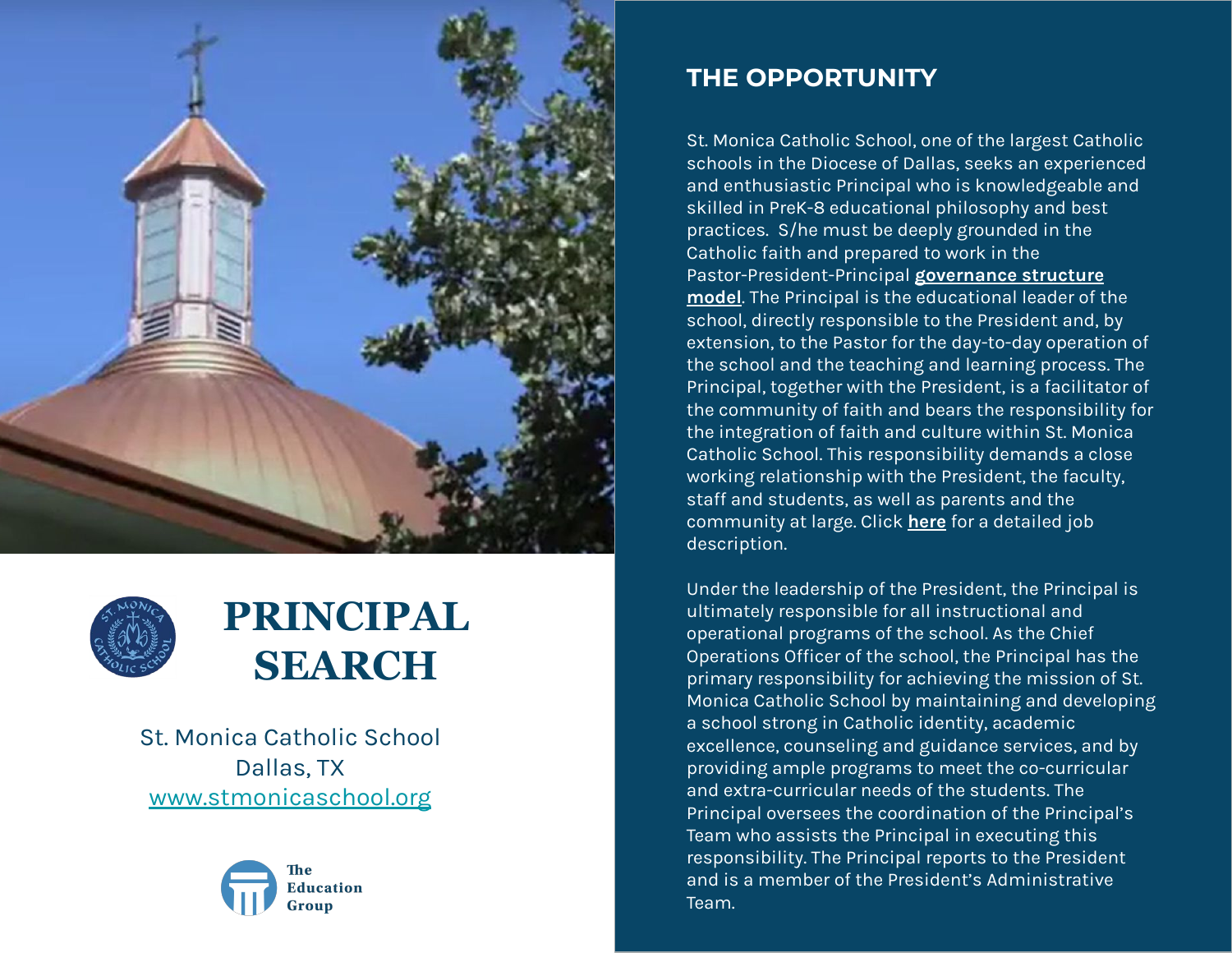# PRINCIPAL SEARCH

St. Monica Catholic School
Dallas, TX
www.stmonicaschool.org

The Education Group

## THE OPPORTUNITY

St. Monica Catholic School, one of the largest Catholic schools in the Diocese of Dallas, seeks an experienced and enthusiastic Principal who is knowledgeable and skilled in PreK-8 educational philosophy and best practices. S/he must be deeply grounded in the Catholic faith and prepared to work in the Pastor-President-Principal **governance structure model**. The Principal is the educational leader of the school, directly responsible to the President and, by extension, to the Pastor for the day-to-day operation of the school and the teaching and learning process. The Principal, together with the President, is a facilitator of the community of faith and bears the responsibility for the integration of faith and culture within St. Monica Catholic School. This responsibility demands a close working relationship with the President, the faculty, staff and students, as well as parents and the community at large. Click **here** for a detailed job description.

Under the leadership of the President, the Principal is ultimately responsible for all instructional and operational programs of the school. As the Chief Operations Officer of the school, the Principal has the primary responsibility for achieving the mission of St. Monica Catholic School by maintaining and developing a school strong in Catholic identity, academic excellence, counseling and guidance services, and by providing ample programs to meet the co-curricular and extra-curricular needs of the students. The Principal oversees the coordination of the Principal's Team who assists the Principal in executing this responsibility. The Principal reports to the President and is a member of the President's Administrative Team.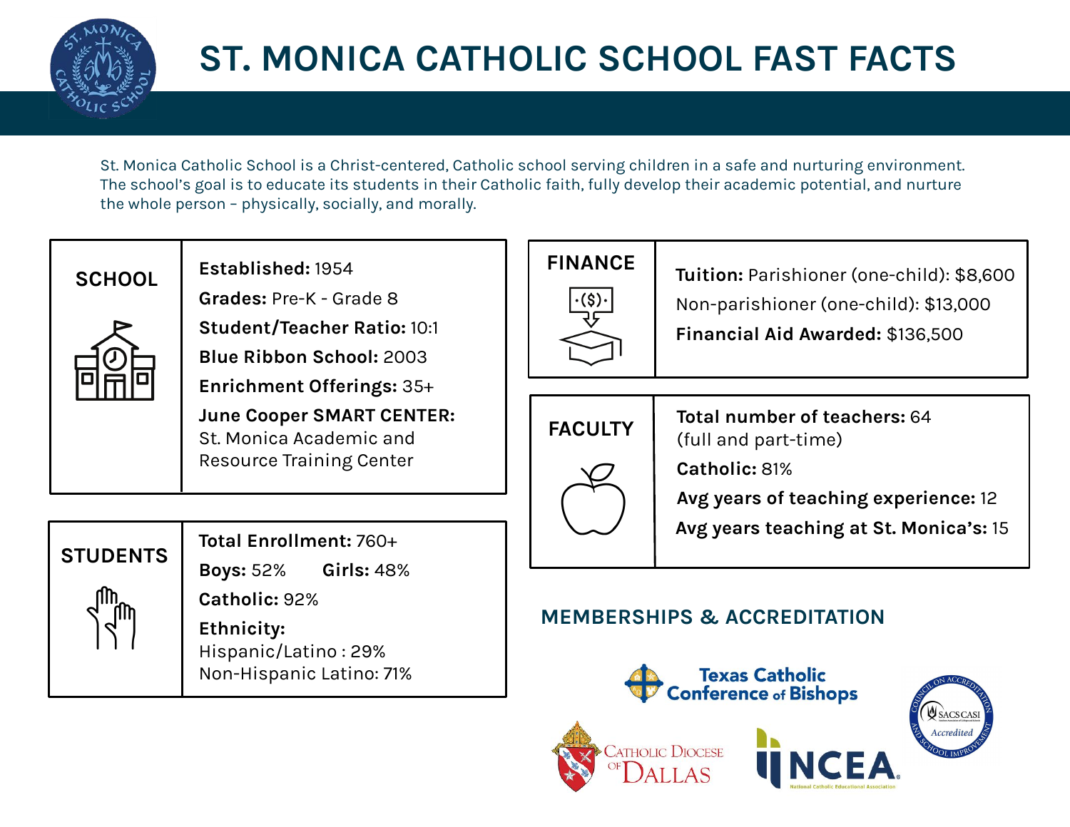# ST. MONICA CATHOLIC SCHOOL FAST FACTS

St. Monica Catholic School is a Christ-centered, Catholic school serving children in a safe and nurturing environment. The school's goal is to educate its students in their Catholic faith, fully develop their academic potential, and nurture the whole person – physically, socially, and morally.

## SCHOOL

**Established:** 1954

**Grades:** Pre-K - Grade 8

**Student/Teacher Ratio:** 10:1

**Blue Ribbon School:** 2003

**Enrichment Offerings:** 35+

**June Cooper SMART CENTER:** St. Monica Academic and Resource Training Center

## STUDENTS

**Total Enrollment:** 760+

**Boys:** 52% **Girls:** 48%

**Catholic:** 92%

**Ethnicity:**
Hispanic/Latino : 29%
Non-Hispanic Latino: 71%

## FINANCE

**Tuition:** Parishioner (one-child): $8,600

Non-parishioner (one-child): $13,000

**Financial Aid Awarded:** $136,500

## FACULTY

**Total number of teachers:** 64 (full and part-time)

**Catholic:** 81%

**Avg years of teaching experience:** 12

**Avg years teaching at St. Monica's:** 15

## MEMBERSHIPS & ACCREDITATION

Texas Catholic Conference of Bishops

Catholic Diocese of Dallas

NCEA National Catholic Educational Association

Council on Accreditation and School Improvement – SACS CASI Accredited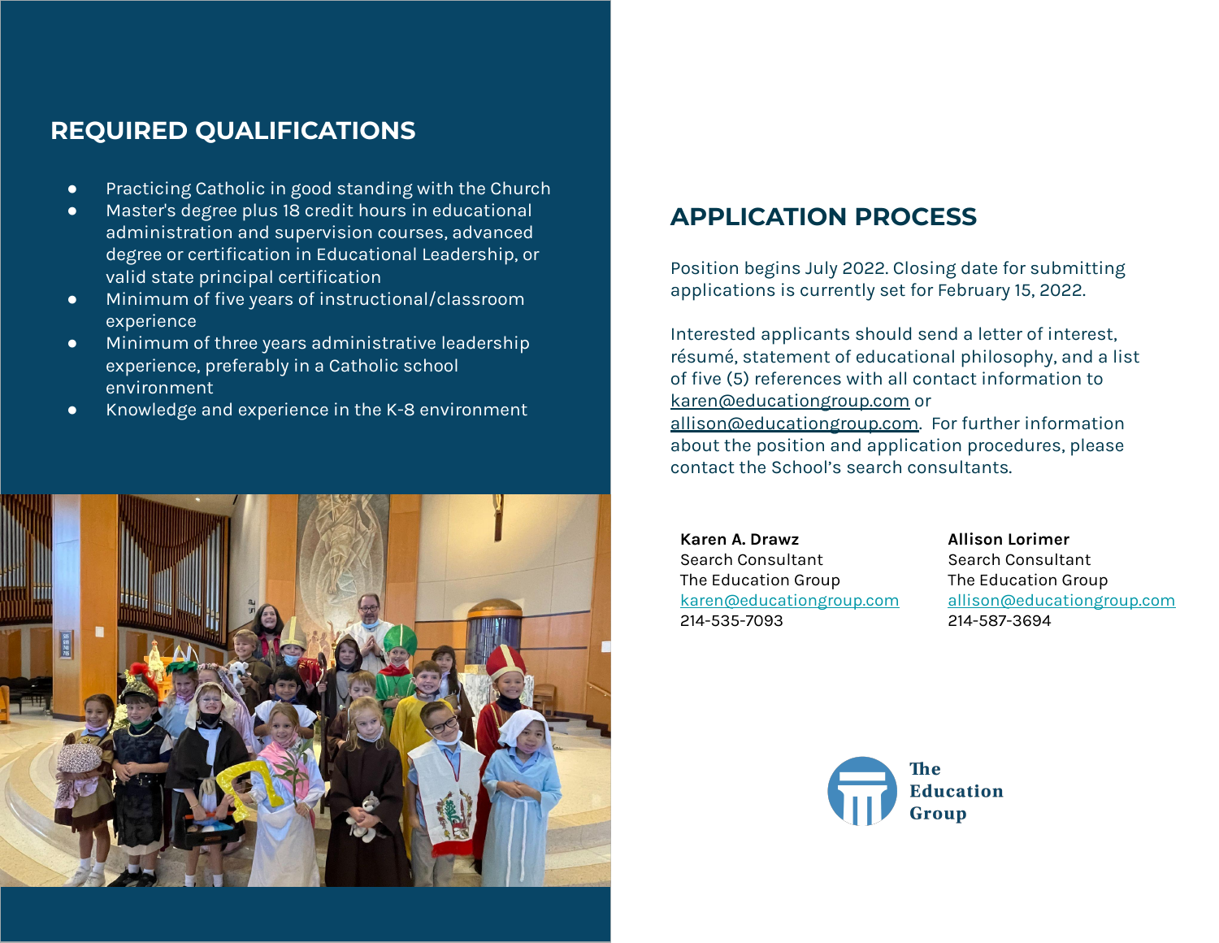## REQUIRED QUALIFICATIONS

- Practicing Catholic in good standing with the Church
- Master's degree plus 18 credit hours in educational administration and supervision courses, advanced degree or certification in Educational Leadership, or valid state principal certification
- Minimum of five years of instructional/classroom experience
- Minimum of three years administrative leadership experience, preferably in a Catholic school environment
- Knowledge and experience in the K-8 environment

## APPLICATION PROCESS

Position begins July 2022. Closing date for submitting applications is currently set for February 15, 2022.

Interested applicants should send a letter of interest, résumé, statement of educational philosophy, and a list of five (5) references with all contact information to karen@educationgroup.com or allison@educationgroup.com. For further information about the position and application procedures, please contact the School's search consultants.

**Karen A. Drawz**
Search Consultant
The Education Group
karen@educationgroup.com
214-535-7093

**Allison Lorimer**
Search Consultant
The Education Group
allison@educationgroup.com
214-587-3694

The Education Group